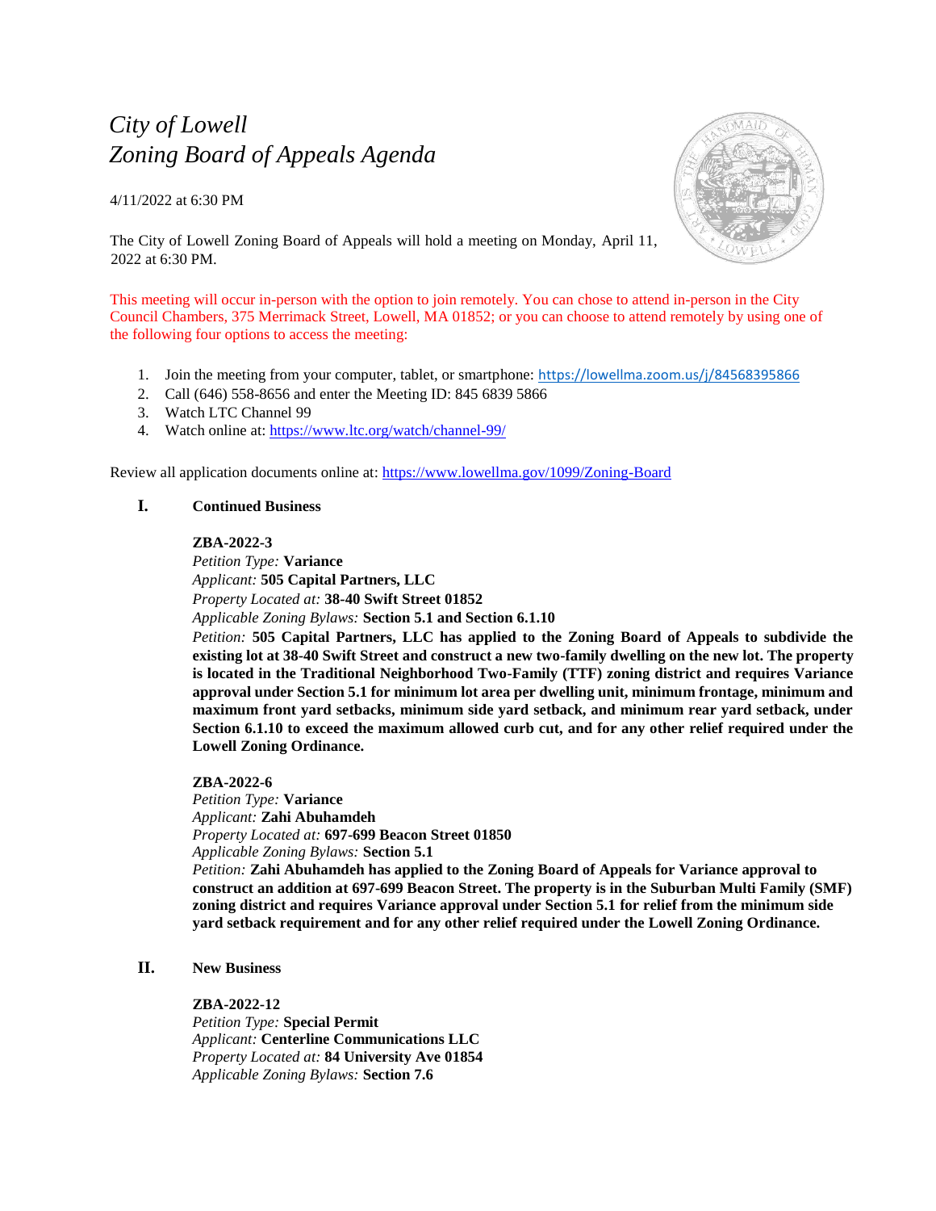# *City of Lowell*
# *Zoning Board of Appeals Agenda*

4/11/2022 at 6:30 PM

The City of Lowell Zoning Board of Appeals will hold a meeting on Monday, April 11, 2022 at 6:30 PM.

This meeting will occur in-person with the option to join remotely. You can chose to attend in-person in the City Council Chambers, 375 Merrimack Street, Lowell, MA 01852; or you can choose to attend remotely by using one of the following four options to access the meeting:

1. Join the meeting from your computer, tablet, or smartphone: https://lowellma.zoom.us/j/84568395866
2. Call (646) 558-8656 and enter the Meeting ID: 845 6839 5866
3. Watch LTC Channel 99
4. Watch online at: https://www.ltc.org/watch/channel-99/

Review all application documents online at: https://www.lowellma.gov/1099/Zoning-Board

## I. Continued Business

**ZBA-2022-3**
*Petition Type:* **Variance**
*Applicant:* **505 Capital Partners, LLC**
*Property Located at:* **38-40 Swift Street 01852**
*Applicable Zoning Bylaws:* **Section 5.1 and Section 6.1.10**
*Petition:* **505 Capital Partners, LLC has applied to the Zoning Board of Appeals to subdivide the existing lot at 38-40 Swift Street and construct a new two-family dwelling on the new lot. The property is located in the Traditional Neighborhood Two-Family (TTF) zoning district and requires Variance approval under Section 5.1 for minimum lot area per dwelling unit, minimum frontage, minimum and maximum front yard setbacks, minimum side yard setback, and minimum rear yard setback, under Section 6.1.10 to exceed the maximum allowed curb cut, and for any other relief required under the Lowell Zoning Ordinance.**

**ZBA-2022-6**
*Petition Type:* **Variance**
*Applicant:* **Zahi Abuhamdeh**
*Property Located at:* **697-699 Beacon Street 01850**
*Applicable Zoning Bylaws:* **Section 5.1**
*Petition:* **Zahi Abuhamdeh has applied to the Zoning Board of Appeals for Variance approval to construct an addition at 697-699 Beacon Street. The property is in the Suburban Multi Family (SMF) zoning district and requires Variance approval under Section 5.1 for relief from the minimum side yard setback requirement and for any other relief required under the Lowell Zoning Ordinance.**

## II. New Business

**ZBA-2022-12**
*Petition Type:* **Special Permit**
*Applicant:* **Centerline Communications LLC**
*Property Located at:* **84 University Ave 01854**
*Applicable Zoning Bylaws:* **Section 7.6**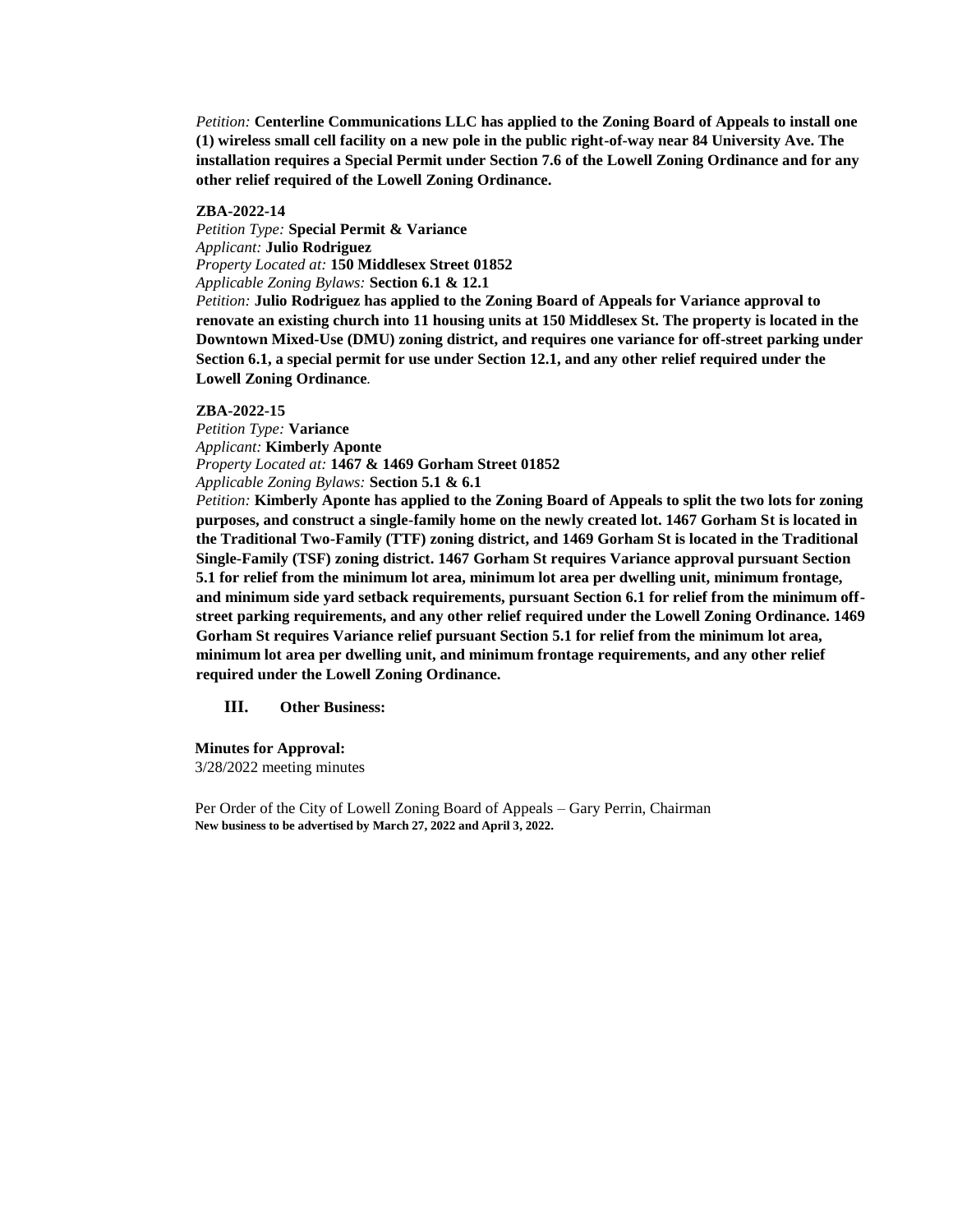*Petition:* **Centerline Communications LLC has applied to the Zoning Board of Appeals to install one (1) wireless small cell facility on a new pole in the public right-of-way near 84 University Ave. The installation requires a Special Permit under Section 7.6 of the Lowell Zoning Ordinance and for any other relief required of the Lowell Zoning Ordinance.**

**ZBA-2022-14**
*Petition Type:* **Special Permit & Variance**
*Applicant:* **Julio Rodriguez**
*Property Located at:* **150 Middlesex Street 01852**
*Applicable Zoning Bylaws:* **Section 6.1 & 12.1**
*Petition:* **Julio Rodriguez has applied to the Zoning Board of Appeals for Variance approval to renovate an existing church into 11 housing units at 150 Middlesex St. The property is located in the Downtown Mixed-Use (DMU) zoning district, and requires one variance for off-street parking under Section 6.1, a special permit for use under Section 12.1, and any other relief required under the Lowell Zoning Ordinance**.

**ZBA-2022-15**
*Petition Type:* **Variance**
*Applicant:* **Kimberly Aponte**
*Property Located at:* **1467 & 1469 Gorham Street 01852**
*Applicable Zoning Bylaws:* **Section 5.1 & 6.1**
*Petition:* **Kimberly Aponte has applied to the Zoning Board of Appeals to split the two lots for zoning purposes, and construct a single-family home on the newly created lot. 1467 Gorham St is located in the Traditional Two-Family (TTF) zoning district, and 1469 Gorham St is located in the Traditional Single-Family (TSF) zoning district. 1467 Gorham St requires Variance approval pursuant Section 5.1 for relief from the minimum lot area, minimum lot area per dwelling unit, minimum frontage, and minimum side yard setback requirements, pursuant Section 6.1 for relief from the minimum off-street parking requirements, and any other relief required under the Lowell Zoning Ordinance. 1469 Gorham St requires Variance relief pursuant Section 5.1 for relief from the minimum lot area, minimum lot area per dwelling unit, and minimum frontage requirements, and any other relief required under the Lowell Zoning Ordinance.**

## III. Other Business:

**Minutes for Approval:**
3/28/2022 meeting minutes

Per Order of the City of Lowell Zoning Board of Appeals – Gary Perrin, Chairman
**New business to be advertised by March 27, 2022 and April 3, 2022.**